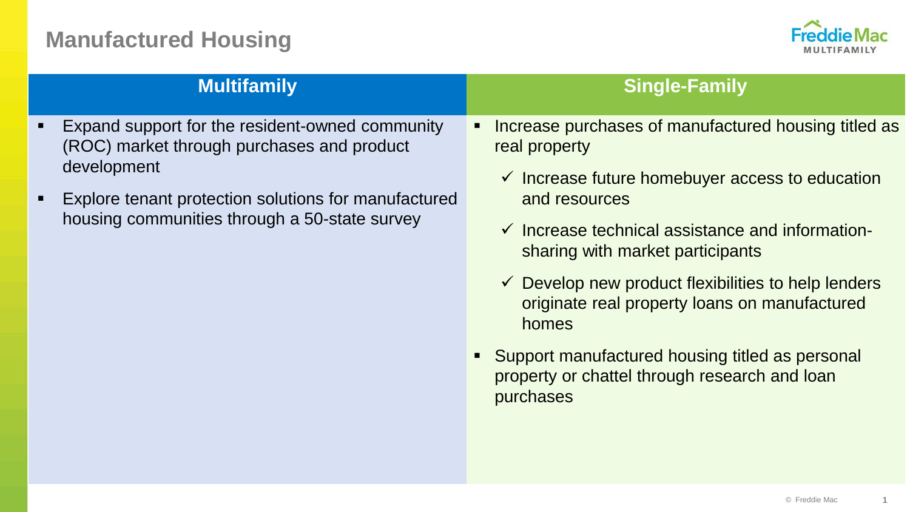# Manufactured Housing

## Multifamily

- Expand support for the resident-owned community (ROC) market through purchases and product development
- Explore tenant protection solutions for manufactured housing communities through a 50-state survey

## Single-Family

- Increase purchases of manufactured housing titled as real property
  - ✓ Increase future homebuyer access to education and resources
  - ✓ Increase technical assistance and information-sharing with market participants
  - ✓ Develop new product flexibilities to help lenders originate real property loans on manufactured homes
- Support manufactured housing titled as personal property or chattel through research and loan purchases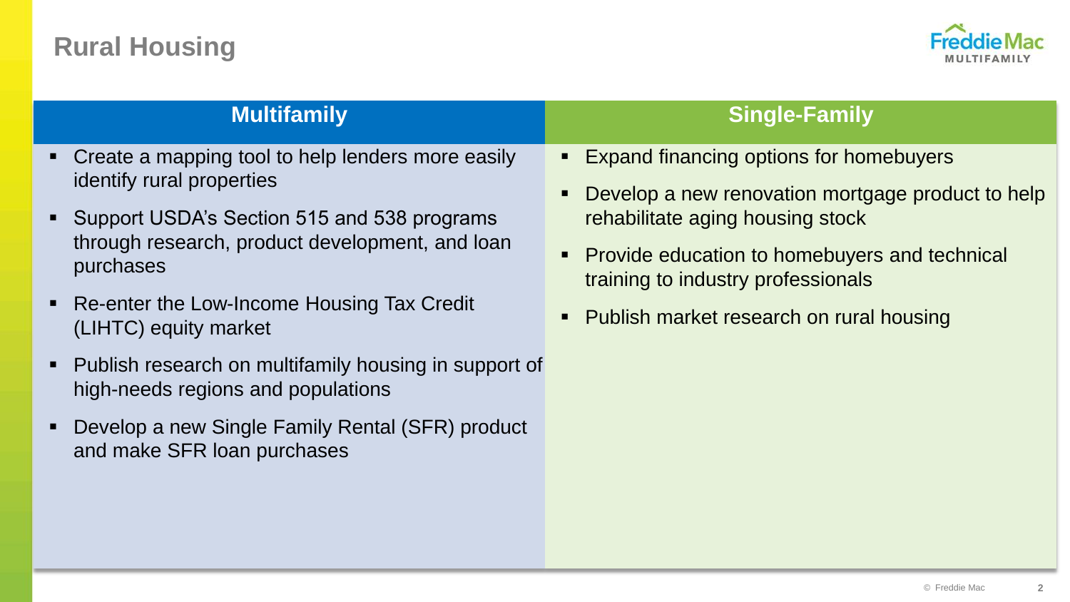# Rural Housing

## Multifamily

- Create a mapping tool to help lenders more easily identify rural properties
- Support USDA's Section 515 and 538 programs through research, product development, and loan purchases
- Re-enter the Low-Income Housing Tax Credit (LIHTC) equity market
- Publish research on multifamily housing in support of high-needs regions and populations
- Develop a new Single Family Rental (SFR) product and make SFR loan purchases

## Single-Family

- Expand financing options for homebuyers
- Develop a new renovation mortgage product to help rehabilitate aging housing stock
- Provide education to homebuyers and technical training to industry professionals
- Publish market research on rural housing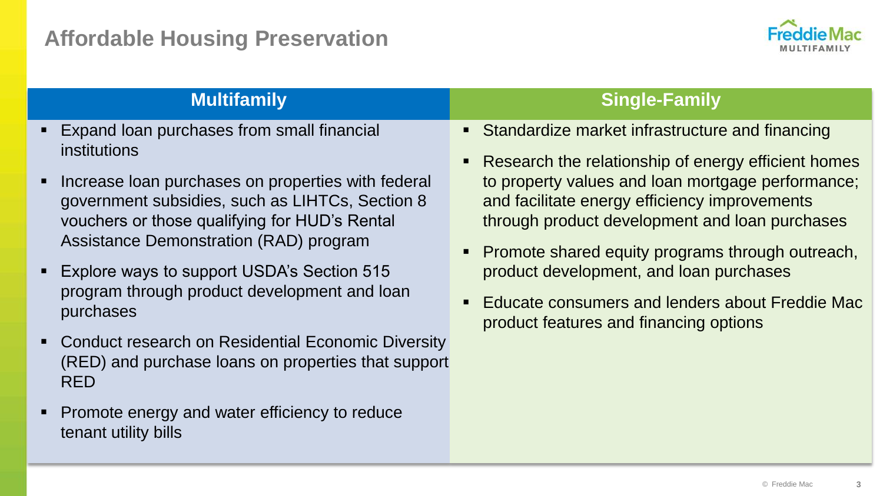# Affordable Housing Preservation

## Multifamily

- Expand loan purchases from small financial institutions
- Increase loan purchases on properties with federal government subsidies, such as LIHTCs, Section 8 vouchers or those qualifying for HUD's Rental Assistance Demonstration (RAD) program
- Explore ways to support USDA's Section 515 program through product development and loan purchases
- Conduct research on Residential Economic Diversity (RED) and purchase loans on properties that support RED
- Promote energy and water efficiency to reduce tenant utility bills

## Single-Family

- Standardize market infrastructure and financing
- Research the relationship of energy efficient homes to property values and loan mortgage performance; and facilitate energy efficiency improvements through product development and loan purchases
- Promote shared equity programs through outreach, product development, and loan purchases
- Educate consumers and lenders about Freddie Mac product features and financing options